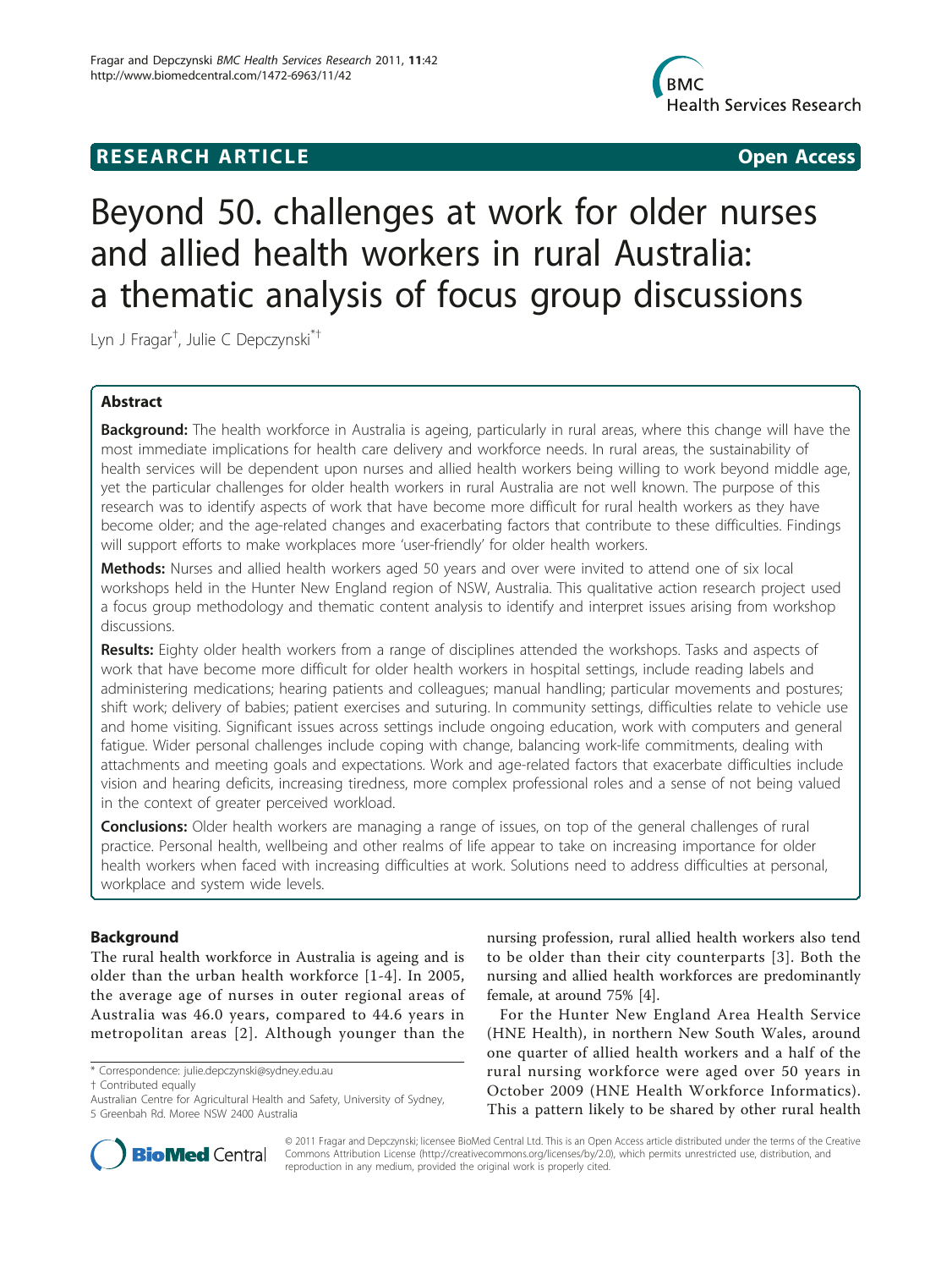**RESEARCH ARTICLE** **Open Access**

# Beyond 50. challenges at work for older nurses and allied health workers in rural Australia: a thematic analysis of focus group discussions

Lyn J Fragar[†], Julie C Depczynski[*†]

## Abstract

**Background:** The health workforce in Australia is ageing, particularly in rural areas, where this change will have the most immediate implications for health care delivery and workforce needs. In rural areas, the sustainability of health services will be dependent upon nurses and allied health workers being willing to work beyond middle age, yet the particular challenges for older health workers in rural Australia are not well known. The purpose of this research was to identify aspects of work that have become more difficult for rural health workers as they have become older; and the age-related changes and exacerbating factors that contribute to these difficulties. Findings will support efforts to make workplaces more 'user-friendly' for older health workers.

**Methods:** Nurses and allied health workers aged 50 years and over were invited to attend one of six local workshops held in the Hunter New England region of NSW, Australia. This qualitative action research project used a focus group methodology and thematic content analysis to identify and interpret issues arising from workshop discussions.

**Results:** Eighty older health workers from a range of disciplines attended the workshops. Tasks and aspects of work that have become more difficult for older health workers in hospital settings, include reading labels and administering medications; hearing patients and colleagues; manual handling; particular movements and postures; shift work; delivery of babies; patient exercises and suturing. In community settings, difficulties relate to vehicle use and home visiting. Significant issues across settings include ongoing education, work with computers and general fatigue. Wider personal challenges include coping with change, balancing work-life commitments, dealing with attachments and meeting goals and expectations. Work and age-related factors that exacerbate difficulties include vision and hearing deficits, increasing tiredness, more complex professional roles and a sense of not being valued in the context of greater perceived workload.

**Conclusions:** Older health workers are managing a range of issues, on top of the general challenges of rural practice. Personal health, wellbeing and other realms of life appear to take on increasing importance for older health workers when faced with increasing difficulties at work. Solutions need to address difficulties at personal, workplace and system wide levels.

## Background

The rural health workforce in Australia is ageing and is older than the urban health workforce [1-4]. In 2005, the average age of nurses in outer regional areas of Australia was 46.0 years, compared to 44.6 years in metropolitan areas [2]. Although younger than the nursing profession, rural allied health workers also tend to be older than their city counterparts [3]. Both the nursing and allied health workforces are predominantly female, at around 75% [4].

For the Hunter New England Area Health Service (HNE Health), in northern New South Wales, around one quarter of allied health workers and a half of the rural nursing workforce were aged over 50 years in October 2009 (HNE Health Workforce Informatics). This a pattern likely to be shared by other rural health

\* Correspondence: julie.depczynski@sydney.edu.au
† Contributed equally
Australian Centre for Agricultural Health and Safety, University of Sydney, 5 Greenbah Rd. Moree NSW 2400 Australia

© 2011 Fragar and Depczynski; licensee BioMed Central Ltd. This is an Open Access article distributed under the terms of the Creative Commons Attribution License (http://creativecommons.org/licenses/by/2.0), which permits unrestricted use, distribution, and reproduction in any medium, provided the original work is properly cited.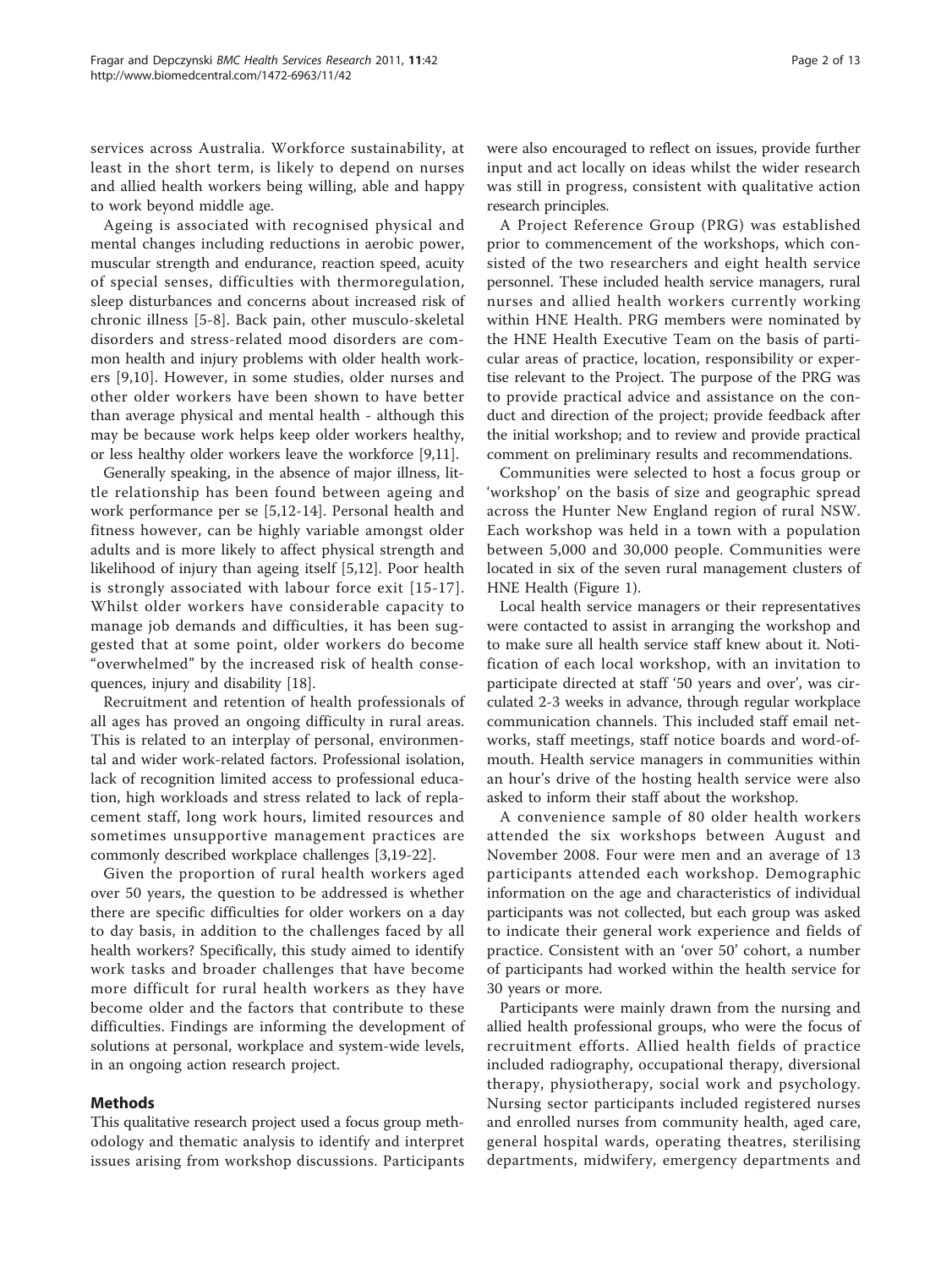services across Australia. Workforce sustainability, at least in the short term, is likely to depend on nurses and allied health workers being willing, able and happy to work beyond middle age.

Ageing is associated with recognised physical and mental changes including reductions in aerobic power, muscular strength and endurance, reaction speed, acuity of special senses, difficulties with thermoregulation, sleep disturbances and concerns about increased risk of chronic illness [5-8]. Back pain, other musculo-skeletal disorders and stress-related mood disorders are common health and injury problems with older health workers [9,10]. However, in some studies, older nurses and other older workers have been shown to have better than average physical and mental health - although this may be because work helps keep older workers healthy, or less healthy older workers leave the workforce [9,11].

Generally speaking, in the absence of major illness, little relationship has been found between ageing and work performance per se [5,12-14]. Personal health and fitness however, can be highly variable amongst older adults and is more likely to affect physical strength and likelihood of injury than ageing itself [5,12]. Poor health is strongly associated with labour force exit [15-17]. Whilst older workers have considerable capacity to manage job demands and difficulties, it has been suggested that at some point, older workers do become "overwhelmed" by the increased risk of health consequences, injury and disability [18].

Recruitment and retention of health professionals of all ages has proved an ongoing difficulty in rural areas. This is related to an interplay of personal, environmental and wider work-related factors. Professional isolation, lack of recognition limited access to professional education, high workloads and stress related to lack of replacement staff, long work hours, limited resources and sometimes unsupportive management practices are commonly described workplace challenges [3,19-22].

Given the proportion of rural health workers aged over 50 years, the question to be addressed is whether there are specific difficulties for older workers on a day to day basis, in addition to the challenges faced by all health workers? Specifically, this study aimed to identify work tasks and broader challenges that have become more difficult for rural health workers as they have become older and the factors that contribute to these difficulties. Findings are informing the development of solutions at personal, workplace and system-wide levels, in an ongoing action research project.

## Methods

This qualitative research project used a focus group methodology and thematic analysis to identify and interpret issues arising from workshop discussions. Participants were also encouraged to reflect on issues, provide further input and act locally on ideas whilst the wider research was still in progress, consistent with qualitative action research principles.

A Project Reference Group (PRG) was established prior to commencement of the workshops, which consisted of the two researchers and eight health service personnel. These included health service managers, rural nurses and allied health workers currently working within HNE Health. PRG members were nominated by the HNE Health Executive Team on the basis of particular areas of practice, location, responsibility or expertise relevant to the Project. The purpose of the PRG was to provide practical advice and assistance on the conduct and direction of the project; provide feedback after the initial workshop; and to review and provide practical comment on preliminary results and recommendations.

Communities were selected to host a focus group or 'workshop' on the basis of size and geographic spread across the Hunter New England region of rural NSW. Each workshop was held in a town with a population between 5,000 and 30,000 people. Communities were located in six of the seven rural management clusters of HNE Health (Figure 1).

Local health service managers or their representatives were contacted to assist in arranging the workshop and to make sure all health service staff knew about it. Notification of each local workshop, with an invitation to participate directed at staff '50 years and over', was circulated 2-3 weeks in advance, through regular workplace communication channels. This included staff email networks, staff meetings, staff notice boards and word-of-mouth. Health service managers in communities within an hour's drive of the hosting health service were also asked to inform their staff about the workshop.

A convenience sample of 80 older health workers attended the six workshops between August and November 2008. Four were men and an average of 13 participants attended each workshop. Demographic information on the age and characteristics of individual participants was not collected, but each group was asked to indicate their general work experience and fields of practice. Consistent with an 'over 50' cohort, a number of participants had worked within the health service for 30 years or more.

Participants were mainly drawn from the nursing and allied health professional groups, who were the focus of recruitment efforts. Allied health fields of practice included radiography, occupational therapy, diversional therapy, physiotherapy, social work and psychology. Nursing sector participants included registered nurses and enrolled nurses from community health, aged care, general hospital wards, operating theatres, sterilising departments, midwifery, emergency departments and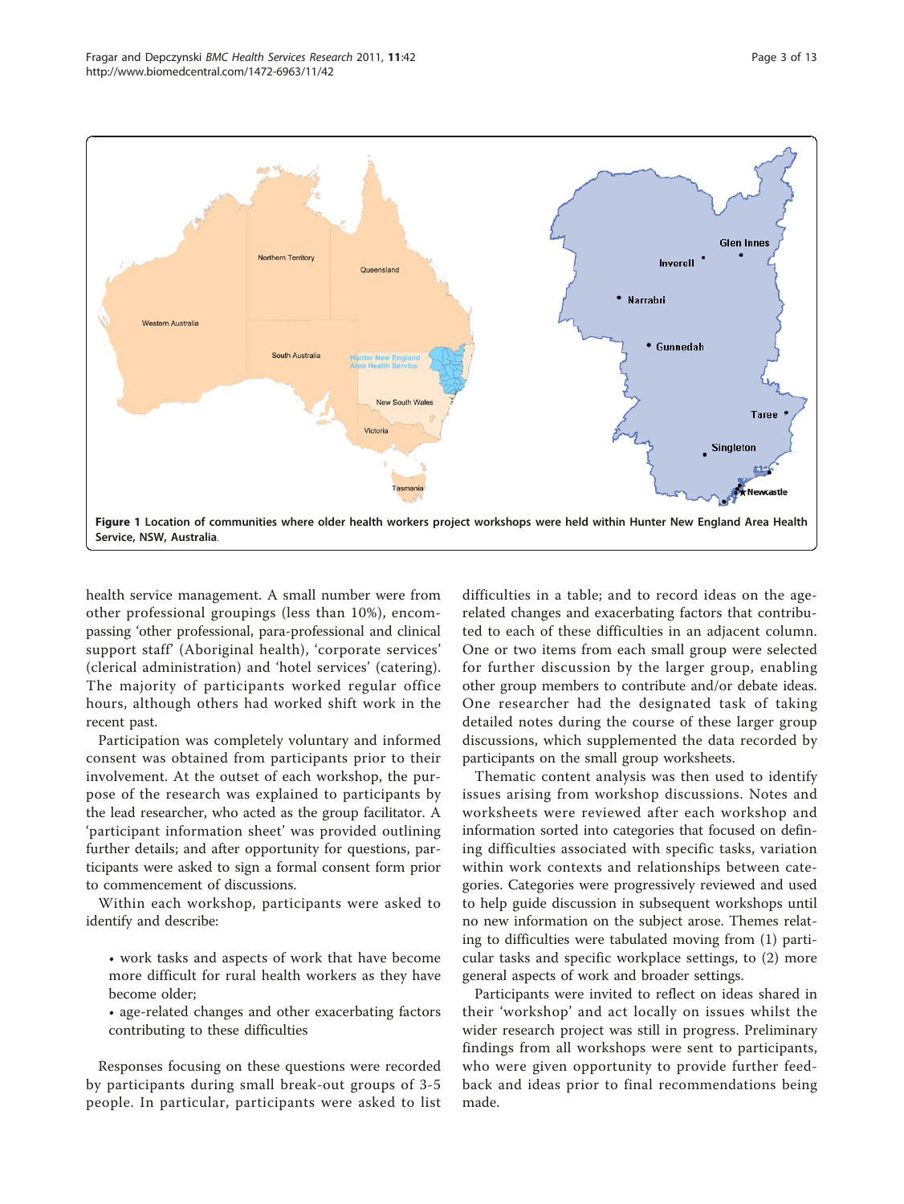**Figure 1 Location of communities where older health workers project workshops were held within Hunter New England Area Health Service, NSW, Australia**.

health service management. A small number were from other professional groupings (less than 10%), encompassing 'other professional, para-professional and clinical support staff' (Aboriginal health), 'corporate services' (clerical administration) and 'hotel services' (catering). The majority of participants worked regular office hours, although others had worked shift work in the recent past.

Participation was completely voluntary and informed consent was obtained from participants prior to their involvement. At the outset of each workshop, the purpose of the research was explained to participants by the lead researcher, who acted as the group facilitator. A 'participant information sheet' was provided outlining further details; and after opportunity for questions, participants were asked to sign a formal consent form prior to commencement of discussions.

Within each workshop, participants were asked to identify and describe:

- work tasks and aspects of work that have become more difficult for rural health workers as they have become older;
- age-related changes and other exacerbating factors contributing to these difficulties

Responses focusing on these questions were recorded by participants during small break-out groups of 3-5 people. In particular, participants were asked to list difficulties in a table; and to record ideas on the age-related changes and exacerbating factors that contributed to each of these difficulties in an adjacent column. One or two items from each small group were selected for further discussion by the larger group, enabling other group members to contribute and/or debate ideas. One researcher had the designated task of taking detailed notes during the course of these larger group discussions, which supplemented the data recorded by participants on the small group worksheets.

Thematic content analysis was then used to identify issues arising from workshop discussions. Notes and worksheets were reviewed after each workshop and information sorted into categories that focused on defining difficulties associated with specific tasks, variation within work contexts and relationships between categories. Categories were progressively reviewed and used to help guide discussion in subsequent workshops until no new information on the subject arose. Themes relating to difficulties were tabulated moving from (1) particular tasks and specific workplace settings, to (2) more general aspects of work and broader settings.

Participants were invited to reflect on ideas shared in their 'workshop' and act locally on issues whilst the wider research project was still in progress. Preliminary findings from all workshops were sent to participants, who were given opportunity to provide further feedback and ideas prior to final recommendations being made.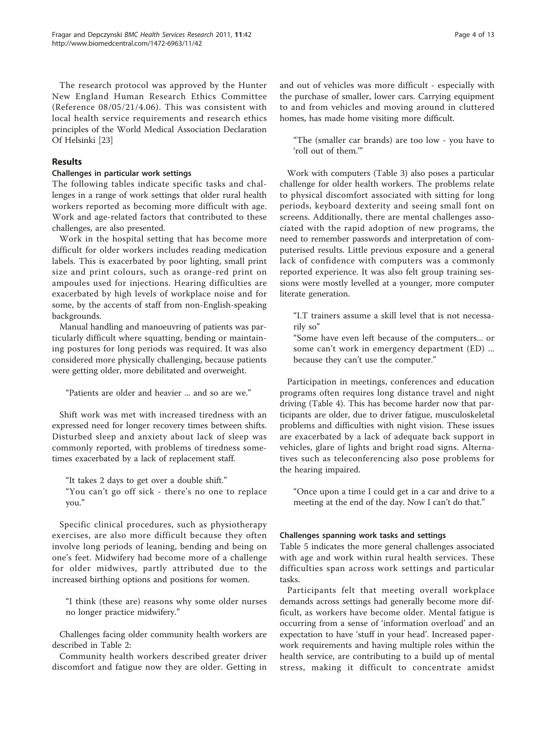The research protocol was approved by the Hunter New England Human Research Ethics Committee (Reference 08/05/21/4.06). This was consistent with local health service requirements and research ethics principles of the World Medical Association Declaration Of Helsinki [23]

## Results

### Challenges in particular work settings

The following tables indicate specific tasks and challenges in a range of work settings that older rural health workers reported as becoming more difficult with age. Work and age-related factors that contributed to these challenges, are also presented.

Work in the hospital setting that has become more difficult for older workers includes reading medication labels. This is exacerbated by poor lighting, small print size and print colours, such as orange-red print on ampoules used for injections. Hearing difficulties are exacerbated by high levels of workplace noise and for some, by the accents of staff from non-English-speaking backgrounds.

Manual handling and manoeuvring of patients was particularly difficult where squatting, bending or maintaining postures for long periods was required. It was also considered more physically challenging, because patients were getting older, more debilitated and overweight.

> "Patients are older and heavier ... and so are we."

Shift work was met with increased tiredness with an expressed need for longer recovery times between shifts. Disturbed sleep and anxiety about lack of sleep was commonly reported, with problems of tiredness sometimes exacerbated by a lack of replacement staff.

> "It takes 2 days to get over a double shift."
> "You can't go off sick - there's no one to replace you."

Specific clinical procedures, such as physiotherapy exercises, are also more difficult because they often involve long periods of leaning, bending and being on one's feet. Midwifery had become more of a challenge for older midwives, partly attributed due to the increased birthing options and positions for women.

> "I think (these are) reasons why some older nurses no longer practice midwifery."

Challenges facing older community health workers are described in Table 2:

Community health workers described greater driver discomfort and fatigue now they are older. Getting in and out of vehicles was more difficult - especially with the purchase of smaller, lower cars. Carrying equipment to and from vehicles and moving around in cluttered homes, has made home visiting more difficult.

> "The (smaller car brands) are too low - you have to 'roll out of them.'"

Work with computers (Table 3) also poses a particular challenge for older health workers. The problems relate to physical discomfort associated with sitting for long periods, keyboard dexterity and seeing small font on screens. Additionally, there are mental challenges associated with the rapid adoption of new programs, the need to remember passwords and interpretation of computerised results. Little previous exposure and a general lack of confidence with computers was a commonly reported experience. It was also felt group training sessions were mostly levelled at a younger, more computer literate generation.

> "I.T trainers assume a skill level that is not necessarily so"
> "Some have even left because of the computers... or some can't work in emergency department (ED) ... because they can't use the computer."

Participation in meetings, conferences and education programs often requires long distance travel and night driving (Table 4). This has become harder now that participants are older, due to driver fatigue, musculoskeletal problems and difficulties with night vision. These issues are exacerbated by a lack of adequate back support in vehicles, glare of lights and bright road signs. Alternatives such as teleconferencing also pose problems for the hearing impaired.

> "Once upon a time I could get in a car and drive to a meeting at the end of the day. Now I can't do that."

### Challenges spanning work tasks and settings

Table 5 indicates the more general challenges associated with age and work within rural health services. These difficulties span across work settings and particular tasks.

Participants felt that meeting overall workplace demands across settings had generally become more difficult, as workers have become older. Mental fatigue is occurring from a sense of 'information overload' and an expectation to have 'stuff in your head'. Increased paperwork requirements and having multiple roles within the health service, are contributing to a build up of mental stress, making it difficult to concentrate amidst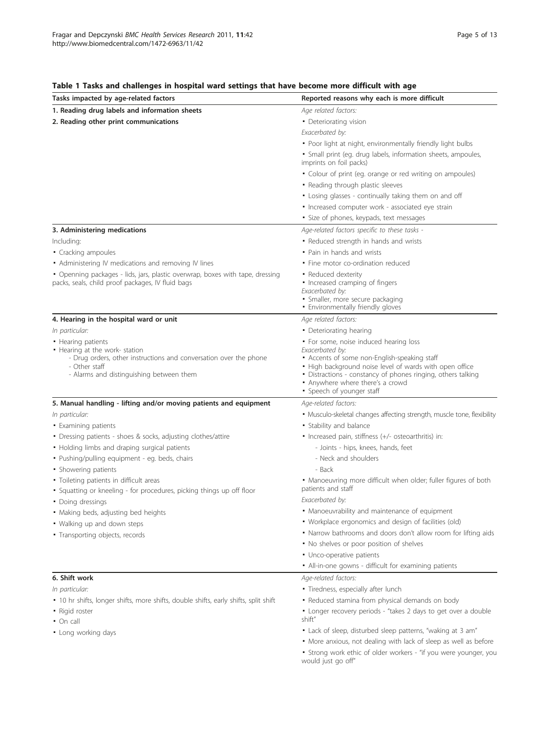**Table 1 Tasks and challenges in hospital ward settings that have become more difficult with age**

| Tasks impacted by age-related factors | Reported reasons why each is more difficult |
|---|---|
| **1. Reading drug labels and information sheets**<br>**2. Reading other print communications** | *Age related factors:*<br>• Deteriorating vision<br>*Exacerbated by:*<br>• Poor light at night, environmentally friendly light bulbs<br>• Small print (eg. drug labels, information sheets, ampoules, imprints on foil packs)<br>• Colour of print (eg. orange or red writing on ampoules)<br>• Reading through plastic sleeves<br>• Losing glasses - continually taking them on and off<br>• Increased computer work - associated eye strain<br>• Size of phones, keypads, text messages |
| **3. Administering medications**<br>Including:<br>• Cracking ampoules<br>• Administering IV medications and removing IV lines<br>• Openning packages - lids, jars, plastic overwrap, boxes with tape, dressing packs, seals, child proof packages, IV fluid bags | *Age-related factors specific to these tasks -*<br>• Reduced strength in hands and wrists<br>• Pain in hands and wrists<br>• Fine motor co-ordination reduced<br>• Reduced dexterity<br>• Increased cramping of fingers<br>*Exacerbated by:*<br>• Smaller, more secure packaging<br>• Environmentally friendly gloves |
| **4. Hearing in the hospital ward or unit**<br>*In particular:*<br>• Hearing patients<br>• Hearing at the work- station<br>- Drug orders, other instructions and conversation over the phone<br>- Other staff<br>- Alarms and distinguishing between them | *Age related factors:*<br>• Deteriorating hearing<br>• For some, noise induced hearing loss<br>*Exacerbated by:*<br>• Accents of some non-English-speaking staff<br>• High background noise level of wards with open office<br>• Distractions - constancy of phones ringing, others talking<br>• Anywhere where there's a crowd<br>• Speech of younger staff |
| **5. Manual handling - lifting and/or moving patients and equipment**<br>*In particular:*<br>• Examining patients<br>• Dressing patients - shoes & socks, adjusting clothes/attire<br>• Holding limbs and draping surgical patients<br>• Pushing/pulling equipment - eg. beds, chairs<br>• Showering patients<br>• Toileting patients in difficult areas<br>• Squatting or kneeling - for procedures, picking things up off floor<br>• Doing dressings<br>• Making beds, adjusting bed heights<br>• Walking up and down steps<br>• Transporting objects, records | *Age-related factors:*<br>• Musculo-skeletal changes affecting strength, muscle tone, flexibility<br>• Stability and balance<br>• Increased pain, stiffness (+/- osteoarthritis) in:<br>- Joints - hips, knees, hands, feet<br>- Neck and shoulders<br>- Back<br>• Manoeuvring more difficult when older; fuller figures of both patients and staff<br>*Exacerbated by:*<br>• Manoeuvrability and maintenance of equipment<br>• Workplace ergonomics and design of facilities (old)<br>• Narrow bathrooms and doors don't allow room for lifting aids<br>• No shelves or poor position of shelves<br>• Unco-operative patients<br>• All-in-one gowns - difficult for examining patients |
| **6. Shift work**<br>*In particular:*<br>• 10 hr shifts, longer shifts, more shifts, double shifts, early shifts, split shift<br>• Rigid roster<br>• On call<br>• Long working days | *Age-related factors:*<br>• Tiredness, especially after lunch<br>• Reduced stamina from physical demands on body<br>• Longer recovery periods - "takes 2 days to get over a double shift"<br>• Lack of sleep, disturbed sleep patterns, "waking at 3 am"<br>• More anxious, not dealing with lack of sleep as well as before<br>• Strong work ethic of older workers - "if you were younger, you would just go off" |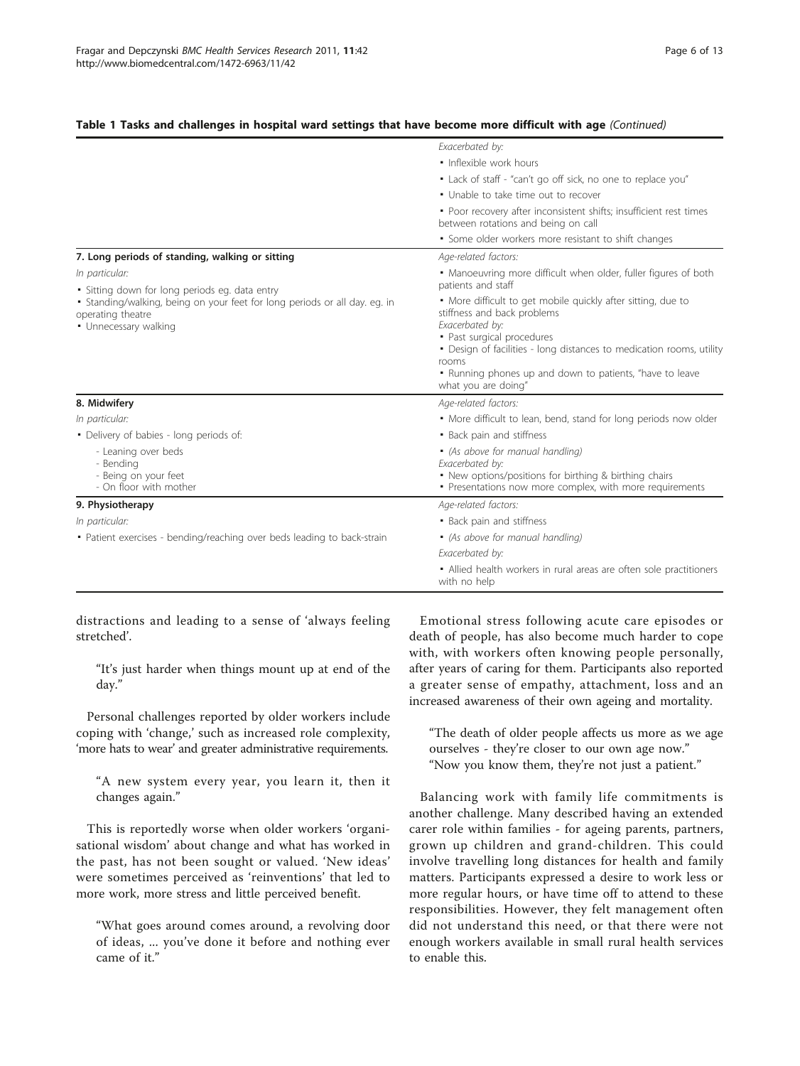**Table 1 Tasks and challenges in hospital ward settings that have become more difficult with age** *(Continued)*

| | |
|---|---|
| | *Exacerbated by:*<br>• Inflexible work hours<br>• Lack of staff - "can't go off sick, no one to replace you"<br>• Unable to take time out to recover<br>• Poor recovery after inconsistent shifts; insufficient rest times between rotations and being on call<br>• Some older workers more resistant to shift changes |
| **7. Long periods of standing, walking or sitting**<br>*In particular:*<br>• Sitting down for long periods eg. data entry<br>• Standing/walking, being on your feet for long periods or all day. eg. in operating theatre<br>• Unnecessary walking | *Age-related factors:*<br>• Manoeuvring more difficult when older, fuller figures of both patients and staff<br>• More difficult to get mobile quickly after sitting, due to stiffness and back problems<br>*Exacerbated by:*<br>• Past surgical procedures<br>• Design of facilities - long distances to medication rooms, utility rooms<br>• Running phones up and down to patients, "have to leave what you are doing" |
| **8. Midwifery**<br>*In particular:*<br>• Delivery of babies - long periods of:<br>- Leaning over beds<br>- Bending<br>- Being on your feet<br>- On floor with mother | *Age-related factors:*<br>• More difficult to lean, bend, stand for long periods now older<br>• Back pain and stiffness<br>• *(As above for manual handling)*<br>*Exacerbated by:*<br>• New options/positions for birthing & birthing chairs<br>• Presentations now more complex, with more requirements |
| **9. Physiotherapy**<br>*In particular:*<br>• Patient exercises - bending/reaching over beds leading to back-strain | *Age-related factors:*<br>• Back pain and stiffness<br>• *(As above for manual handling)*<br>*Exacerbated by:*<br>• Allied health workers in rural areas are often sole practitioners with no help |

distractions and leading to a sense of 'always feeling stretched'.

> "It's just harder when things mount up at end of the day."

Personal challenges reported by older workers include coping with 'change,' such as increased role complexity, 'more hats to wear' and greater administrative requirements.

> "A new system every year, you learn it, then it changes again."

This is reportedly worse when older workers 'organisational wisdom' about change and what has worked in the past, has not been sought or valued. 'New ideas' were sometimes perceived as 'reinventions' that led to more work, more stress and little perceived benefit.

> "What goes around comes around, a revolving door of ideas, ... you've done it before and nothing ever came of it."

Emotional stress following acute care episodes or death of people, has also become much harder to cope with, with workers often knowing people personally, after years of caring for them. Participants also reported a greater sense of empathy, attachment, loss and an increased awareness of their own ageing and mortality.

> "The death of older people affects us more as we age ourselves - they're closer to our own age now."
> "Now you know them, they're not just a patient."

Balancing work with family life commitments is another challenge. Many described having an extended carer role within families - for ageing parents, partners, grown up children and grand-children. This could involve travelling long distances for health and family matters. Participants expressed a desire to work less or more regular hours, or have time off to attend to these responsibilities. However, they felt management often did not understand this need, or that there were not enough workers available in small rural health services to enable this.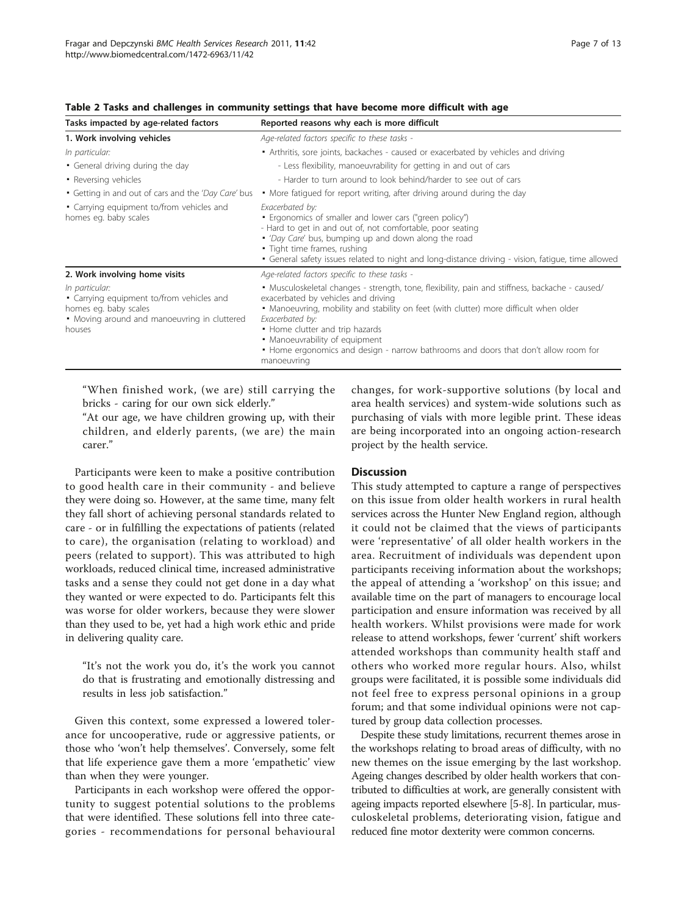**Table 2 Tasks and challenges in community settings that have become more difficult with age**

| Tasks impacted by age-related factors | Reported reasons why each is more difficult |
|---|---|
| **1. Work involving vehicles** | *Age-related factors specific to these tasks -* |
| *In particular:* | • Arthritis, sore joints, backaches - caused or exacerbated by vehicles and driving |
| • General driving during the day | - Less flexibility, manoeuvrability for getting in and out of cars |
| • Reversing vehicles | - Harder to turn around to look behind/harder to see out of cars |
| • Getting in and out of cars and the *'Day Care'* bus | • More fatigued for report writing, after driving around during the day |
| • Carrying equipment to/from vehicles and homes eg. baby scales | *Exacerbated by:* <br> • Ergonomics of smaller and lower cars ("green policy") <br> - Hard to get in and out of, not comfortable, poor seating <br> • *'Day Care'* bus, bumping up and down along the road <br> • Tight time frames, rushing <br> • General safety issues related to night and long-distance driving - vision, fatigue, time allowed |
| **2. Work involving home visits** | *Age-related factors specific to these tasks -* |
| *In particular:* <br> • Carrying equipment to/from vehicles and homes eg. baby scales <br> • Moving around and manoeuvring in cluttered houses | • Musculoskeletal changes - strength, tone, flexibility, pain and stiffness, backache - caused/ exacerbated by vehicles and driving <br> • Manoeuvring, mobility and stability on feet (with clutter) more difficult when older <br> *Exacerbated by:* <br> • Home clutter and trip hazards <br> • Manoeuvrability of equipment <br> • Home ergonomics and design - narrow bathrooms and doors that don't allow room for manoeuvring |

> "When finished work, (we are) still carrying the bricks - caring for our own sick elderly."
>
> "At our age, we have children growing up, with their children, and elderly parents, (we are) the main carer."

Participants were keen to make a positive contribution to good health care in their community - and believe they were doing so. However, at the same time, many felt they fall short of achieving personal standards related to care - or in fulfilling the expectations of patients (related to care), the organisation (relating to workload) and peers (related to support). This was attributed to high workloads, reduced clinical time, increased administrative tasks and a sense they could not get done in a day what they wanted or were expected to do. Participants felt this was worse for older workers, because they were slower than they used to be, yet had a high work ethic and pride in delivering quality care.

> "It's not the work you do, it's the work you cannot do that is frustrating and emotionally distressing and results in less job satisfaction."

Given this context, some expressed a lowered tolerance for uncooperative, rude or aggressive patients, or those who 'won't help themselves'. Conversely, some felt that life experience gave them a more 'empathetic' view than when they were younger.

Participants in each workshop were offered the opportunity to suggest potential solutions to the problems that were identified. These solutions fell into three categories - recommendations for personal behavioural changes, for work-supportive solutions (by local and area health services) and system-wide solutions such as purchasing of vials with more legible print. These ideas are being incorporated into an ongoing action-research project by the health service.

## Discussion

This study attempted to capture a range of perspectives on this issue from older health workers in rural health services across the Hunter New England region, although it could not be claimed that the views of participants were 'representative' of all older health workers in the area. Recruitment of individuals was dependent upon participants receiving information about the workshops; the appeal of attending a 'workshop' on this issue; and available time on the part of managers to encourage local participation and ensure information was received by all health workers. Whilst provisions were made for work release to attend workshops, fewer 'current' shift workers attended workshops than community health staff and others who worked more regular hours. Also, whilst groups were facilitated, it is possible some individuals did not feel free to express personal opinions in a group forum; and that some individual opinions were not captured by group data collection processes.

Despite these study limitations, recurrent themes arose in the workshops relating to broad areas of difficulty, with no new themes on the issue emerging by the last workshop. Ageing changes described by older health workers that contributed to difficulties at work, are generally consistent with ageing impacts reported elsewhere [5-8]. In particular, musculoskeletal problems, deteriorating vision, fatigue and reduced fine motor dexterity were common concerns.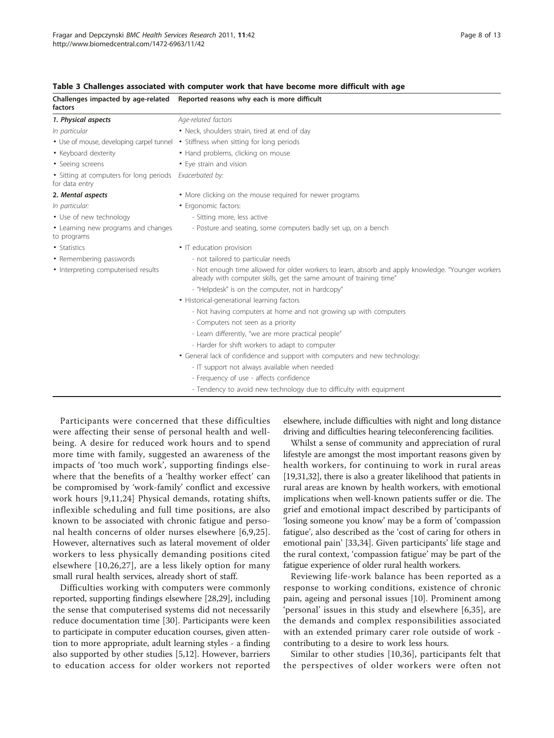**Table 3 Challenges associated with computer work that have become more difficult with age**

| Challenges impacted by age-related factors | Reported reasons why each is more difficult |
|---|---|
| ***1. Physical aspects*** | *Age-related factors* |
| *In particular* | • Neck, shoulders strain, tired at end of day |
| • Use of mouse, developing carpel tunnel | • Stiffness when sitting for long periods |
| • Keyboard dexterity | • Hand problems, clicking on mouse |
| • Seeing screens | • Eye strain and vision |
| • Sitting at computers for long periods for data entry | *Exacerbated by:* |
| ***2. Mental aspects*** | • More clicking on the mouse required for newer programs |
| *In particular:* | • Ergonomic factors: |
| • Use of new technology | - Sitting more, less active |
| • Learning new programs and changes to programs | - Posture and seating, some computers badly set up, on a bench |
| • Statistics | • IT education provision |
| • Remembering passwords | - not tailored to particular needs |
| • Interpreting computerised results | - Not enough time allowed for older workers to learn, absorb and apply knowledge. "Younger workers already with computer skills, get the same amount of training time" |
| | - "Helpdesk" is on the computer, not in hardcopy" |
| | • Historical-generational learning factors |
| | - Not having computers at home and not growing up with computers |
| | - Computers not seen as a priority |
| | - Learn differently, "we are more practical people" |
| | - Harder for shift workers to adapt to computer |
| | • General lack of confidence and support with computers and new technology: |
| | - IT support not always available when needed |
| | - Frequency of use - affects confidence |
| | - Tendency to avoid new technology due to difficulty with equipment |

Participants were concerned that these difficulties were affecting their sense of personal health and well-being. A desire for reduced work hours and to spend more time with family, suggested an awareness of the impacts of 'too much work', supporting findings elsewhere that the benefits of a 'healthy worker effect' can be compromised by 'work-family' conflict and excessive work hours [9,11,24] Physical demands, rotating shifts, inflexible scheduling and full time positions, are also known to be associated with chronic fatigue and personal health concerns of older nurses elsewhere [6,9,25]. However, alternatives such as lateral movement of older workers to less physically demanding positions cited elsewhere [10,26,27], are a less likely option for many small rural health services, already short of staff.

Difficulties working with computers were commonly reported, supporting findings elsewhere [28,29], including the sense that computerised systems did not necessarily reduce documentation time [30]. Participants were keen to participate in computer education courses, given attention to more appropriate, adult learning styles - a finding also supported by other studies [5,12]. However, barriers to education access for older workers not reported elsewhere, include difficulties with night and long distance driving and difficulties hearing teleconferencing facilities.

Whilst a sense of community and appreciation of rural lifestyle are amongst the most important reasons given by health workers, for continuing to work in rural areas [19,31,32], there is also a greater likelihood that patients in rural areas are known by health workers, with emotional implications when well-known patients suffer or die. The grief and emotional impact described by participants of 'losing someone you know' may be a form of 'compassion fatigue', also described as the 'cost of caring for others in emotional pain' [33,34]. Given participants' life stage and the rural context, 'compassion fatigue' may be part of the fatigue experience of older rural health workers.

Reviewing life-work balance has been reported as a response to working conditions, existence of chronic pain, ageing and personal issues [10]. Prominent among 'personal' issues in this study and elsewhere [6,35], are the demands and complex responsibilities associated with an extended primary carer role outside of work - contributing to a desire to work less hours.

Similar to other studies [10,36], participants felt that the perspectives of older workers were often not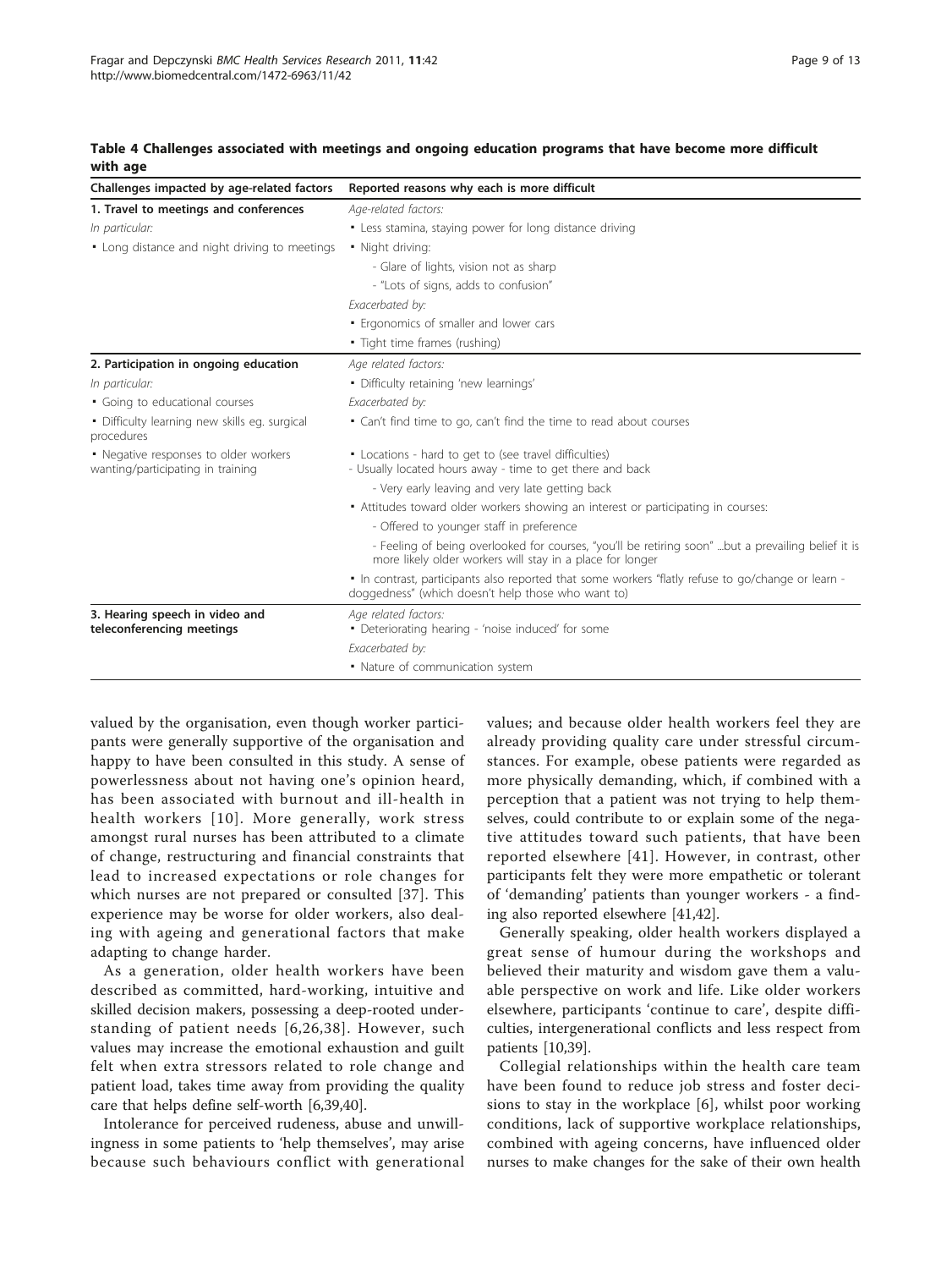**Table 4 Challenges associated with meetings and ongoing education programs that have become more difficult with age**

| Challenges impacted by age-related factors | Reported reasons why each is more difficult |
| --- | --- |
| **1. Travel to meetings and conferences** | *Age-related factors:* |
| *In particular:* | • Less stamina, staying power for long distance driving |
| • Long distance and night driving to meetings | • Night driving: |
| | - Glare of lights, vision not as sharp |
| | - "Lots of signs, adds to confusion" |
| | *Exacerbated by:* |
| | • Ergonomics of smaller and lower cars |
| | • Tight time frames (rushing) |
| **2. Participation in ongoing education** | *Age related factors:* |
| *In particular:* | • Difficulty retaining 'new learnings' |
| • Going to educational courses | *Exacerbated by:* |
| • Difficulty learning new skills eg. surgical procedures | • Can't find time to go, can't find the time to read about courses |
| • Negative responses to older workers wanting/participating in training | • Locations - hard to get to (see travel difficulties) - Usually located hours away - time to get there and back |
| | - Very early leaving and very late getting back |
| | • Attitudes toward older workers showing an interest or participating in courses: |
| | - Offered to younger staff in preference |
| | - Feeling of being overlooked for courses, "you'll be retiring soon" ...but a prevailing belief it is more likely older workers will stay in a place for longer |
| | • In contrast, participants also reported that some workers "flatly refuse to go/change or learn - doggedness" (which doesn't help those who want to) |
| **3. Hearing speech in video and teleconferencing meetings** | *Age related factors:* • Deteriorating hearing - 'noise induced' for some |
| | *Exacerbated by:* |
| | • Nature of communication system |

valued by the organisation, even though worker participants were generally supportive of the organisation and happy to have been consulted in this study. A sense of powerlessness about not having one's opinion heard, has been associated with burnout and ill-health in health workers [10]. More generally, work stress amongst rural nurses has been attributed to a climate of change, restructuring and financial constraints that lead to increased expectations or role changes for which nurses are not prepared or consulted [37]. This experience may be worse for older workers, also dealing with ageing and generational factors that make adapting to change harder.

As a generation, older health workers have been described as committed, hard-working, intuitive and skilled decision makers, possessing a deep-rooted understanding of patient needs [6,26,38]. However, such values may increase the emotional exhaustion and guilt felt when extra stressors related to role change and patient load, takes time away from providing the quality care that helps define self-worth [6,39,40].

Intolerance for perceived rudeness, abuse and unwillingness in some patients to 'help themselves', may arise because such behaviours conflict with generational values; and because older health workers feel they are already providing quality care under stressful circumstances. For example, obese patients were regarded as more physically demanding, which, if combined with a perception that a patient was not trying to help themselves, could contribute to or explain some of the negative attitudes toward such patients, that have been reported elsewhere [41]. However, in contrast, other participants felt they were more empathetic or tolerant of 'demanding' patients than younger workers - a finding also reported elsewhere [41,42].

Generally speaking, older health workers displayed a great sense of humour during the workshops and believed their maturity and wisdom gave them a valuable perspective on work and life. Like older workers elsewhere, participants 'continue to care', despite difficulties, intergenerational conflicts and less respect from patients [10,39].

Collegial relationships within the health care team have been found to reduce job stress and foster decisions to stay in the workplace [6], whilst poor working conditions, lack of supportive workplace relationships, combined with ageing concerns, have influenced older nurses to make changes for the sake of their own health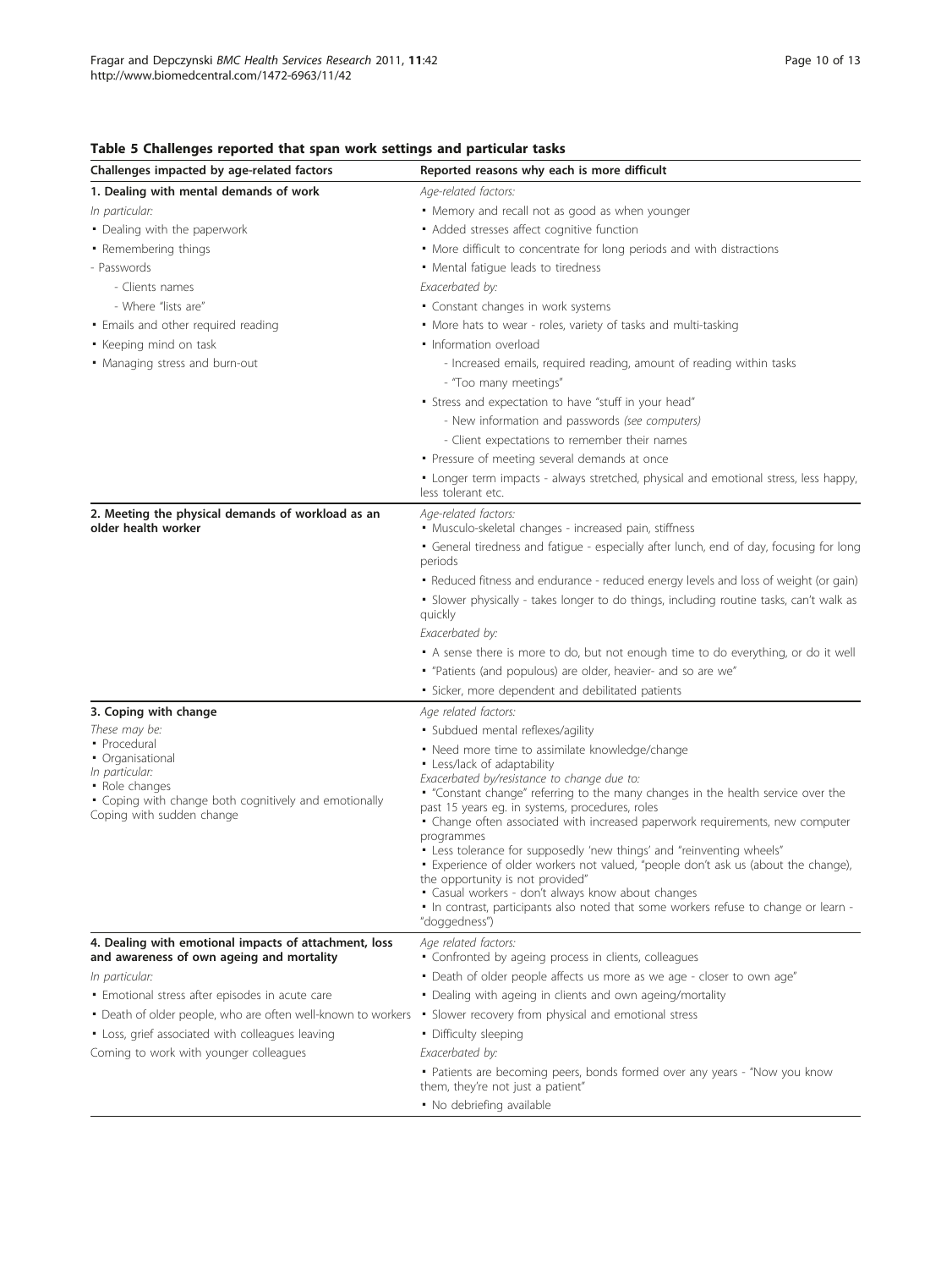**Table 5 Challenges reported that span work settings and particular tasks**

| Challenges impacted by age-related factors | Reported reasons why each is more difficult |
|---|---|
| **1. Dealing with mental demands of work**<br>*In particular:*<br>• Dealing with the paperwork<br>• Remembering things<br>- Passwords<br>- Clients names<br>- Where "lists are"<br>• Emails and other required reading<br>• Keeping mind on task<br>• Managing stress and burn-out | *Age-related factors:*<br>• Memory and recall not as good as when younger<br>• Added stresses affect cognitive function<br>• More difficult to concentrate for long periods and with distractions<br>• Mental fatigue leads to tiredness<br>*Exacerbated by:*<br>• Constant changes in work systems<br>• More hats to wear - roles, variety of tasks and multi-tasking<br>• Information overload<br>- Increased emails, required reading, amount of reading within tasks<br>- "Too many meetings"<br>• Stress and expectation to have "stuff in your head"<br>- New information and passwords *(see computers)*<br>- Client expectations to remember their names<br>• Pressure of meeting several demands at once<br>• Longer term impacts - always stretched, physical and emotional stress, less happy, less tolerant etc. |
| **2. Meeting the physical demands of workload as an older health worker** | *Age-related factors:*<br>• Musculo-skeletal changes - increased pain, stiffness<br>• General tiredness and fatigue - especially after lunch, end of day, focusing for long periods<br>• Reduced fitness and endurance - reduced energy levels and loss of weight (or gain)<br>• Slower physically - takes longer to do things, including routine tasks, can't walk as quickly<br>*Exacerbated by:*<br>• A sense there is more to do, but not enough time to do everything, or do it well<br>• "Patients (and populous) are older, heavier- and so are we"<br>• Sicker, more dependent and debilitated patients |
| **3. Coping with change**<br>*These may be:*<br>• Procedural<br>• Organisational<br>*In particular:*<br>• Role changes<br>• Coping with change both cognitively and emotionally<br>Coping with sudden change | *Age related factors:*<br>• Subdued mental reflexes/agility<br>• Need more time to assimilate knowledge/change<br>• Less/lack of adaptability<br>*Exacerbated by/resistance to change due to:*<br>• "Constant change" referring to the many changes in the health service over the past 15 years eg. in systems, procedures, roles<br>• Change often associated with increased paperwork requirements, new computer programmes<br>• Less tolerance for supposedly 'new things' and "reinventing wheels"<br>• Experience of older workers not valued, "people don't ask us (about the change), the opportunity is not provided"<br>• Casual workers - don't always know about changes<br>• In contrast, participants also noted that some workers refuse to change or learn - "doggedness") |
| **4. Dealing with emotional impacts of attachment, loss and awareness of own ageing and mortality**<br>*In particular:*<br>• Emotional stress after episodes in acute care<br>• Death of older people, who are often well-known to workers<br>• Loss, grief associated with colleagues leaving<br>Coming to work with younger colleagues | *Age related factors:*<br>• Confronted by ageing process in clients, colleagues<br>• Death of older people affects us more as we age - closer to own age"<br>• Dealing with ageing in clients and own ageing/mortality<br>• Slower recovery from physical and emotional stress<br>• Difficulty sleeping<br>*Exacerbated by:*<br>• Patients are becoming peers, bonds formed over any years - "Now you know them, they're not just a patient"<br>• No debriefing available |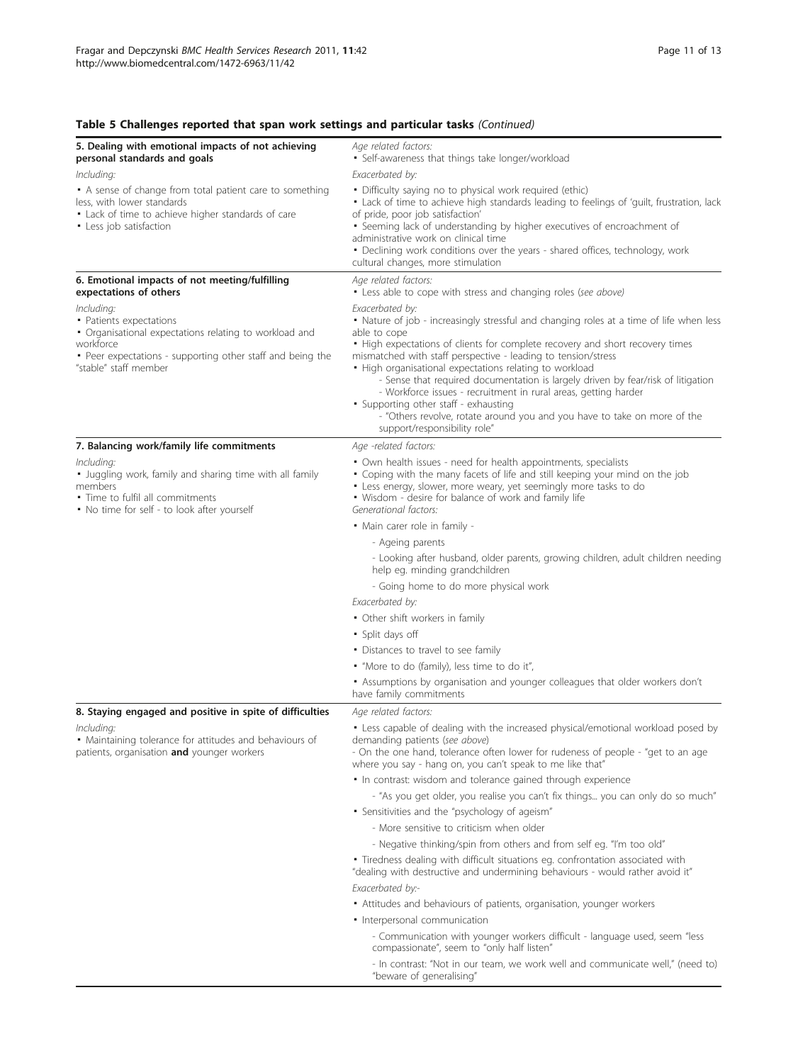**Table 5 Challenges reported that span work settings and particular tasks** *(Continued)*

| | |
|---|---|
| **5. Dealing with emotional impacts of not achieving personal standards and goals**<br>*Including:*<br>• A sense of change from total patient care to something less, with lower standards<br>• Lack of time to achieve higher standards of care<br>• Less job satisfaction | *Age related factors:*<br>• Self-awareness that things take longer/workload<br>*Exacerbated by:*<br>• Difficulty saying no to physical work required (ethic)<br>• Lack of time to achieve high standards leading to feelings of 'guilt, frustration, lack of pride, poor job satisfaction'<br>• Seeming lack of understanding by higher executives of encroachment of administrative work on clinical time<br>• Declining work conditions over the years - shared offices, technology, work cultural changes, more stimulation |
| **6. Emotional impacts of not meeting/fulfilling expectations of others**<br>*Including:*<br>• Patients expectations<br>• Organisational expectations relating to workload and workforce<br>• Peer expectations - supporting other staff and being the "stable" staff member | *Age related factors:*<br>• Less able to cope with stress and changing roles (*see above*)<br>*Exacerbated by:*<br>• Nature of job - increasingly stressful and changing roles at a time of life when less able to cope<br>• High expectations of clients for complete recovery and short recovery times mismatched with staff perspective - leading to tension/stress<br>• High organisational expectations relating to workload<br>- Sense that required documentation is largely driven by fear/risk of litigation<br>- Workforce issues - recruitment in rural areas, getting harder<br>• Supporting other staff - exhausting<br>- "Others revolve, rotate around you and you have to take on more of the support/responsibility role" |
| **7. Balancing work/family life commitments**<br>*Including:*<br>• Juggling work, family and sharing time with all family members<br>• Time to fulfil all commitments<br>• No time for self - to look after yourself | *Age -related factors:*<br>• Own health issues - need for health appointments, specialists<br>• Coping with the many facets of life and still keeping your mind on the job<br>• Less energy, slower, more weary, yet seemingly more tasks to do<br>• Wisdom - desire for balance of work and family life<br>*Generational factors:*<br>• Main carer role in family -<br>- Ageing parents<br>- Looking after husband, older parents, growing children, adult children needing help eg. minding grandchildren<br>- Going home to do more physical work<br>*Exacerbated by:*<br>• Other shift workers in family<br>• Split days off<br>• Distances to travel to see family<br>• "More to do (family), less time to do it",<br>• Assumptions by organisation and younger colleagues that older workers don't have family commitments |
| **8. Staying engaged and positive in spite of difficulties**<br>*Including:*<br>• Maintaining tolerance for attitudes and behaviours of patients, organisation **and** younger workers | *Age related factors:*<br>• Less capable of dealing with the increased physical/emotional workload posed by demanding patients (*see above*)<br>- On the one hand, tolerance often lower for rudeness of people - "get to an age where you say - hang on, you can't speak to me like that"<br>• In contrast: wisdom and tolerance gained through experience<br>- "As you get older, you realise you can't fix things... you can only do so much"<br>• Sensitivities and the "psychology of ageism"<br>- More sensitive to criticism when older<br>- Negative thinking/spin from others and from self eg. "I'm too old"<br>• Tiredness dealing with difficult situations eg. confrontation associated with "dealing with destructive and undermining behaviours - would rather avoid it"<br>*Exacerbated by:-*<br>• Attitudes and behaviours of patients, organisation, younger workers<br>• Interpersonal communication<br>- Communication with younger workers difficult - language used, seem "less compassionate", seem to "only half listen"<br>- In contrast: "Not in our team, we work well and communicate well," (need to) "beware of generalising" |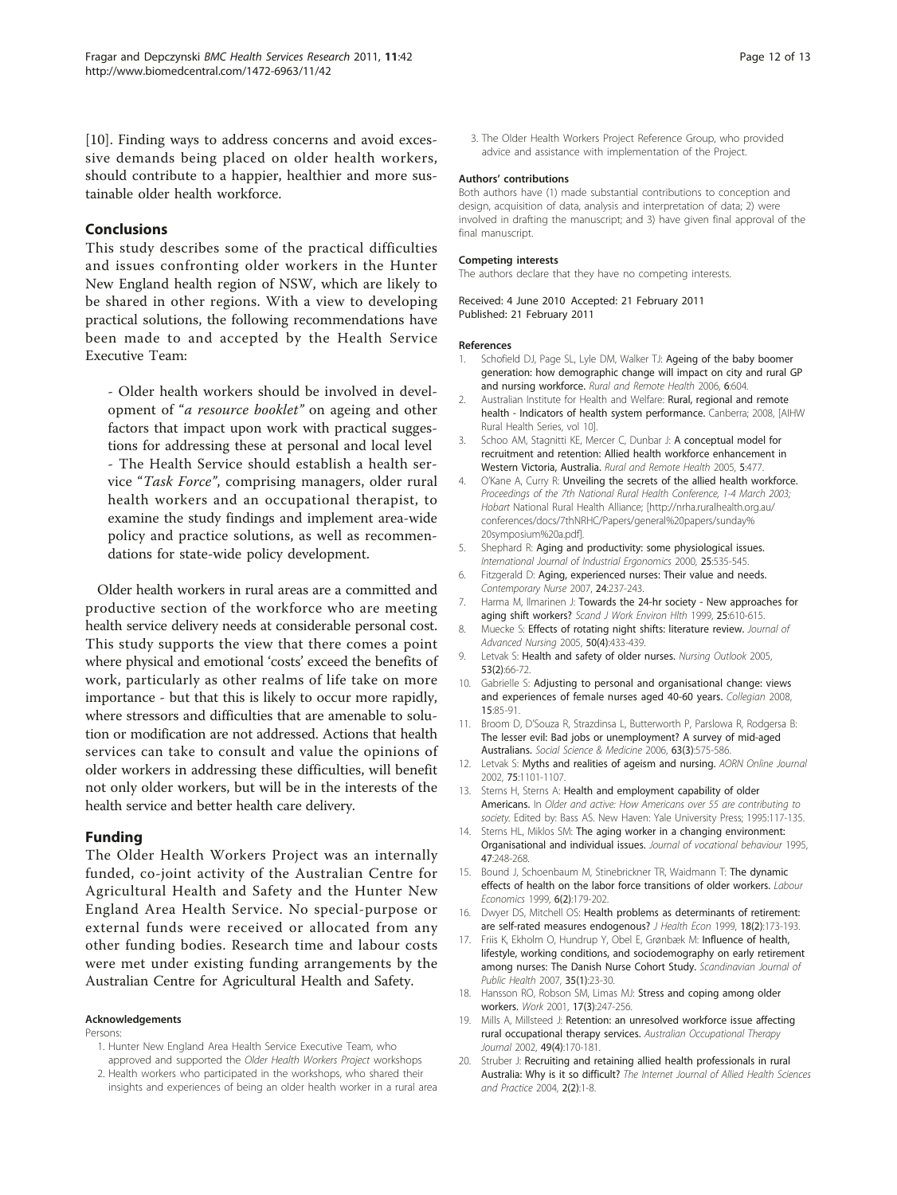[10]. Finding ways to address concerns and avoid excessive demands being placed on older health workers, should contribute to a happier, healthier and more sustainable older health workforce.

## Conclusions

This study describes some of the practical difficulties and issues confronting older workers in the Hunter New England health region of NSW, which are likely to be shared in other regions. With a view to developing practical solutions, the following recommendations have been made to and accepted by the Health Service Executive Team:

- Older health workers should be involved in development of "*a resource booklet*" on ageing and other factors that impact upon work with practical suggestions for addressing these at personal and local level
- The Health Service should establish a health service "*Task Force*", comprising managers, older rural health workers and an occupational therapist, to examine the study findings and implement area-wide policy and practice solutions, as well as recommendations for state-wide policy development.

Older health workers in rural areas are a committed and productive section of the workforce who are meeting health service delivery needs at considerable personal cost. This study supports the view that there comes a point where physical and emotional 'costs' exceed the benefits of work, particularly as other realms of life take on more importance - but that this is likely to occur more rapidly, where stressors and difficulties that are amenable to solution or modification are not addressed. Actions that health services can take to consult and value the opinions of older workers in addressing these difficulties, will benefit not only older workers, but will be in the interests of the health service and better health care delivery.

## Funding

The Older Health Workers Project was an internally funded, co-joint activity of the Australian Centre for Agricultural Health and Safety and the Hunter New England Area Health Service. No special-purpose or external funds were received or allocated from any other funding bodies. Research time and labour costs were met under existing funding arrangements by the Australian Centre for Agricultural Health and Safety.

#### Acknowledgements

Persons:

1. Hunter New England Area Health Service Executive Team, who approved and supported the *Older Health Workers Project* workshops
2. Health workers who participated in the workshops, who shared their insights and experiences of being an older health worker in a rural area
3. The Older Health Workers Project Reference Group, who provided advice and assistance with implementation of the Project.

#### Authors' contributions

Both authors have (1) made substantial contributions to conception and design, acquisition of data, analysis and interpretation of data; 2) were involved in drafting the manuscript; and 3) have given final approval of the final manuscript.

#### Competing interests

The authors declare that they have no competing interests.

Received: 4 June 2010 Accepted: 21 February 2011
Published: 21 February 2011

#### References

1. Schofield DJ, Page SL, Lyle DM, Walker TJ: **Ageing of the baby boomer generation: how demographic change will impact on city and rural GP and nursing workforce.** *Rural and Remote Health* 2006, **6**:604.
2. Australian Institute for Health and Welfare: **Rural, regional and remote health - Indicators of health system performance.** Canberra; 2008, [AIHW Rural Health Series, vol 10].
3. Schoo AM, Stagnitti KE, Mercer C, Dunbar J: **A conceptual model for recruitment and retention: Allied health workforce enhancement in Western Victoria, Australia.** *Rural and Remote Health* 2005, **5**:477.
4. O'Kane A, Curry R: **Unveiling the secrets of the allied health workforce.** *Proceedings of the 7th National Rural Health Conference, 1-4 March 2003; Hobart* National Rural Health Alliance; [http://nrha.ruralhealth.org.au/conferences/docs/7thNRHC/Papers/general%20papers/sunday%20symposium%20a.pdf].
5. Shephard R: **Aging and productivity: some physiological issues.** *International Journal of Industrial Ergonomics* 2000, **25**:535-545.
6. Fitzgerald D: **Aging, experienced nurses: Their value and needs.** *Contemporary Nurse* 2007, **24**:237-243.
7. Harma M, Ilmarinen J: **Towards the 24-hr society - New approaches for aging shift workers?** *Scand J Work Environ Hlth* 1999, **25**:610-615.
8. Muecke S: **Effects of rotating night shifts: literature review.** *Journal of Advanced Nursing* 2005, **50(4)**:433-439.
9. Letvak S: **Health and safety of older nurses.** *Nursing Outlook* 2005, **53(2)**:66-72.
10. Gabrielle S: **Adjusting to personal and organisational change: views and experiences of female nurses aged 40-60 years.** *Collegian* 2008, **15**:85-91.
11. Broom D, D'Souza R, Strazdinsa L, Butterworth P, Parslowa R, Rodgersa B: **The lesser evil: Bad jobs or unemployment? A survey of mid-aged Australians.** *Social Science & Medicine* 2006, **63(3)**:575-586.
12. Letvak S: **Myths and realities of ageism and nursing.** *AORN Online Journal* 2002, **75**:1101-1107.
13. Sterns H, Sterns A: **Health and employment capability of older Americans.** In *Older and active: How Americans over 55 are contributing to society.* Edited by: Bass AS. New Haven: Yale University Press; 1995:117-135.
14. Sterns HL, Miklos SM: **The aging worker in a changing environment: Organisational and individual issues.** *Journal of vocational behaviour* 1995, **47**:248-268.
15. Bound J, Schoenbaum M, Stinebrickner TR, Waidmann T: **The dynamic effects of health on the labor force transitions of older workers.** *Labour Economics* 1999, **6(2)**:179-202.
16. Dwyer DS, Mitchell OS: **Health problems as determinants of retirement: are self-rated measures endogenous?** *J Health Econ* 1999, **18(2)**:173-193.
17. Friis K, Ekholm O, Hundrup Y, Obel E, Grønbæk M: **Influence of health, lifestyle, working conditions, and sociodemography on early retirement among nurses: The Danish Nurse Cohort Study.** *Scandinavian Journal of Public Health* 2007, **35(1)**:23-30.
18. Hansson RO, Robson SM, Limas MJ: **Stress and coping among older workers.** *Work* 2001, **17(3)**:247-256.
19. Mills A, Millsteed J: **Retention: an unresolved workforce issue affecting rural occupational therapy services.** *Australian Occupational Therapy Journal* 2002, **49(4)**:170-181.
20. Struber J: **Recruiting and retaining allied health professionals in rural Australia: Why is it so difficult?** *The Internet Journal of Allied Health Sciences and Practice* 2004, **2(2)**:1-8.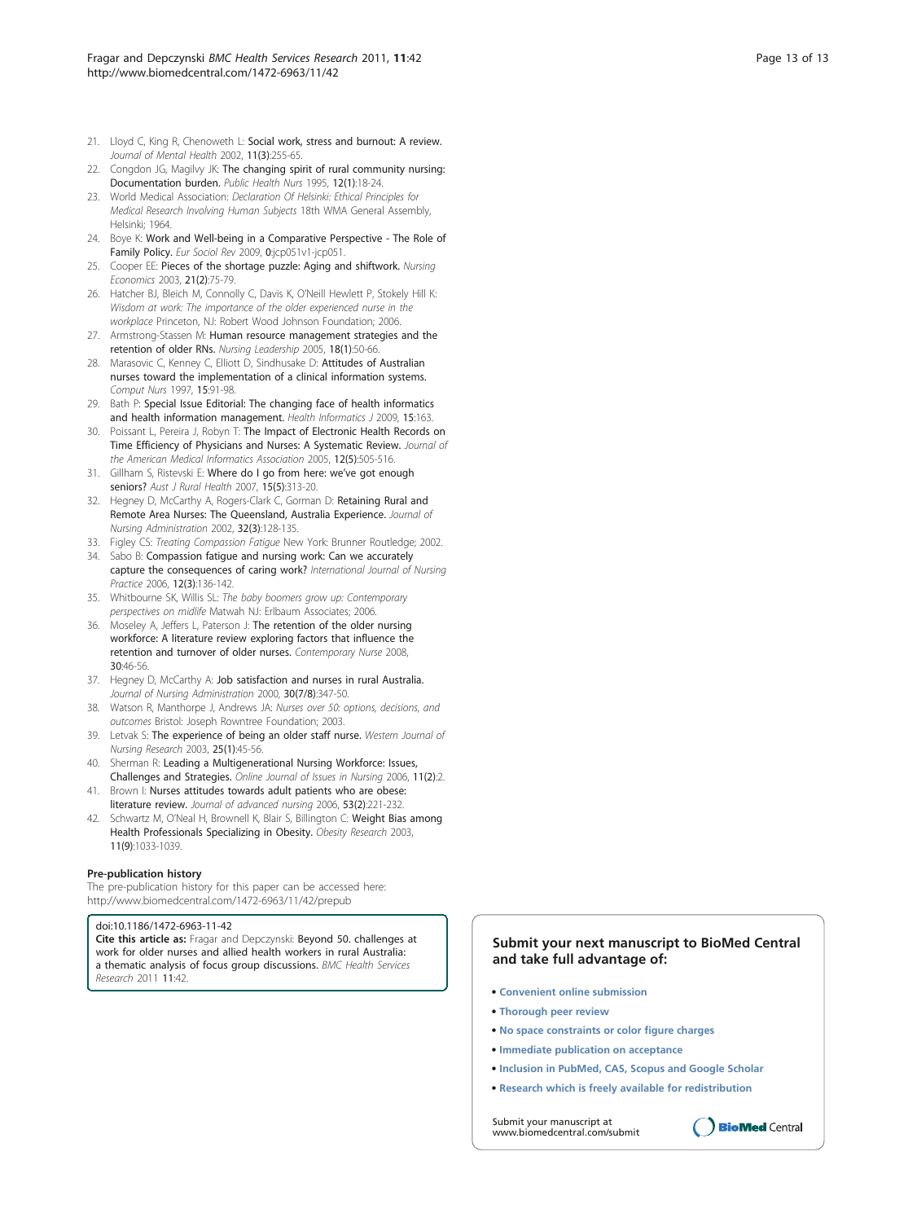21. Lloyd C, King R, Chenoweth L: **Social work, stress and burnout: A review.** *Journal of Mental Health* 2002, **11(3)**:255-65.
22. Congdon JG, Magilvy JK: **The changing spirit of rural community nursing: Documentation burden.** *Public Health Nurs* 1995, **12(1)**:18-24.
23. World Medical Association: *Declaration Of Helsinki: Ethical Principles for Medical Research Involving Human Subjects* 18th WMA General Assembly, Helsinki; 1964.
24. Boye K: **Work and Well-being in a Comparative Perspective - The Role of Family Policy.** *Eur Sociol Rev* 2009, **0**:jcp051v1-jcp051.
25. Cooper EE: **Pieces of the shortage puzzle: Aging and shiftwork.** *Nursing Economics* 2003, **21(2)**:75-79.
26. Hatcher BJ, Bleich M, Connolly C, Davis K, O'Neill Hewlett P, Stokely Hill K: *Wisdom at work: The importance of the older experienced nurse in the workplace* Princeton, NJ: Robert Wood Johnson Foundation; 2006.
27. Armstrong-Stassen M: **Human resource management strategies and the retention of older RNs.** *Nursing Leadership* 2005, **18(1)**:50-66.
28. Marasovic C, Kenney C, Elliott D, Sindhusake D: **Attitudes of Australian nurses toward the implementation of a clinical information systems.** *Comput Nurs* 1997, **15**:91-98.
29. Bath P: **Special Issue Editorial: The changing face of health informatics and health information management.** *Health Informatics J* 2009, **15**:163.
30. Poissant L, Pereira J, Robyn T: **The Impact of Electronic Health Records on Time Efficiency of Physicians and Nurses: A Systematic Review.** *Journal of the American Medical Informatics Association* 2005, **12(5)**:505-516.
31. Gillham S, Ristevski E: **Where do I go from here: we've got enough seniors?** *Aust J Rural Health* 2007, **15(5)**:313-20.
32. Hegney D, McCarthy A, Rogers-Clark C, Gorman D: **Retaining Rural and Remote Area Nurses: The Queensland, Australia Experience.** *Journal of Nursing Administration* 2002, **32(3)**:128-135.
33. Figley CS: *Treating Compassion Fatigue* New York: Brunner Routledge; 2002.
34. Sabo B: **Compassion fatigue and nursing work: Can we accurately capture the consequences of caring work?** *International Journal of Nursing Practice* 2006, **12(3)**:136-142.
35. Whitbourne SK, Willis SL: *The baby boomers grow up: Contemporary perspectives on midlife* Matwah NJ: Erlbaum Associates; 2006.
36. Moseley A, Jeffers L, Paterson J: **The retention of the older nursing workforce: A literature review exploring factors that influence the retention and turnover of older nurses.** *Contemporary Nurse* 2008, **30**:46-56.
37. Hegney D, McCarthy A: **Job satisfaction and nurses in rural Australia.** *Journal of Nursing Administration* 2000, **30(7/8)**:347-50.
38. Watson R, Manthorpe J, Andrews JA: *Nurses over 50: options, decisions, and outcomes* Bristol: Joseph Rowntree Foundation; 2003.
39. Letvak S: **The experience of being an older staff nurse.** *Western Journal of Nursing Research* 2003, **25(1)**:45-56.
40. Sherman R: **Leading a Multigenerational Nursing Workforce: Issues, Challenges and Strategies.** *Online Journal of Issues in Nursing* 2006, **11(2)**:2.
41. Brown I: **Nurses attitudes towards adult patients who are obese: literature review.** *Journal of advanced nursing* 2006, **53(2)**:221-232.
42. Schwartz M, O'Neal H, Brownell K, Blair S, Billington C: **Weight Bias among Health Professionals Specializing in Obesity.** *Obesity Research* 2003, **11(9)**:1033-1039.

### Pre-publication history

The pre-publication history for this paper can be accessed here:
http://www.biomedcentral.com/1472-6963/11/42/prepub

doi:10.1186/1472-6963-11-42

**Cite this article as:** Fragar and Depczynski: Beyond 50. challenges at work for older nurses and allied health workers in rural Australia: a thematic analysis of focus group discussions. *BMC Health Services Research* 2011 **11**:42.

**Submit your next manuscript to BioMed Central and take full advantage of:**

- Convenient online submission
- Thorough peer review
- No space constraints or color figure charges
- Immediate publication on acceptance
- Inclusion in PubMed, CAS, Scopus and Google Scholar
- Research which is freely available for redistribution

Submit your manuscript at
www.biomedcentral.com/submit

BioMed Central